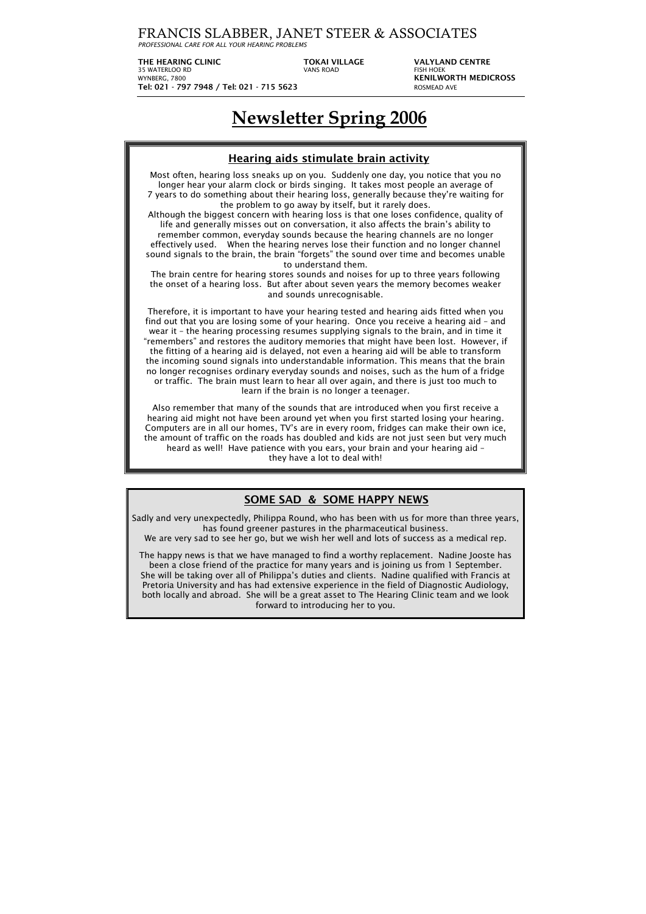# FRANCIS SLABBER, JANET STEER & ASSOCIATES

*PROFESSIONAL CARE FOR ALL YOUR HEARING PROBLEMS*

**THE HEARING CLINIC**
35 WATERLOO RD
WYNBERG, 7800
**Tel: 021 - 797 7948 / Tel: 021 - 715 5623**

**TOKAI VILLAGE**
VANS ROAD

**VALYLAND CENTRE**
FISH HOEK
**KENILWORTH MEDICROSS**
ROSMEAD AVE

# Newsletter Spring 2006

## Hearing aids stimulate brain activity

Most often, hearing loss sneaks up on you. Suddenly one day, you notice that you no longer hear your alarm clock or birds singing. It takes most people an average of 7 years to do something about their hearing loss, generally because they're waiting for the problem to go away by itself, but it rarely does.

Although the biggest concern with hearing loss is that one loses confidence, quality of life and generally misses out on conversation, it also affects the brain's ability to remember common, everyday sounds because the hearing channels are no longer effectively used. When the hearing nerves lose their function and no longer channel sound signals to the brain, the brain "forgets" the sound over time and becomes unable to understand them.

The brain centre for hearing stores sounds and noises for up to three years following the onset of a hearing loss. But after about seven years the memory becomes weaker and sounds unrecognisable.

Therefore, it is important to have your hearing tested and hearing aids fitted when you find out that you are losing some of your hearing. Once you receive a hearing aid – and wear it – the hearing processing resumes supplying signals to the brain, and in time it "remembers" and restores the auditory memories that might have been lost. However, if the fitting of a hearing aid is delayed, not even a hearing aid will be able to transform the incoming sound signals into understandable information. This means that the brain no longer recognises ordinary everyday sounds and noises, such as the hum of a fridge or traffic. The brain must learn to hear all over again, and there is just too much to learn if the brain is no longer a teenager.

Also remember that many of the sounds that are introduced when you first receive a hearing aid might not have been around yet when you first started losing your hearing. Computers are in all our homes, TV's are in every room, fridges can make their own ice, the amount of traffic on the roads has doubled and kids are not just seen but very much heard as well! Have patience with you ears, your brain and your hearing aid – they have a lot to deal with!

## SOME SAD & SOME HAPPY NEWS

Sadly and very unexpectedly, Philippa Round, who has been with us for more than three years, has found greener pastures in the pharmaceutical business.
We are very sad to see her go, but we wish her well and lots of success as a medical rep.

The happy news is that we have managed to find a worthy replacement. Nadine Jooste has been a close friend of the practice for many years and is joining us from 1 September. She will be taking over all of Philippa's duties and clients. Nadine qualified with Francis at Pretoria University and has had extensive experience in the field of Diagnostic Audiology, both locally and abroad. She will be a great asset to The Hearing Clinic team and we look forward to introducing her to you.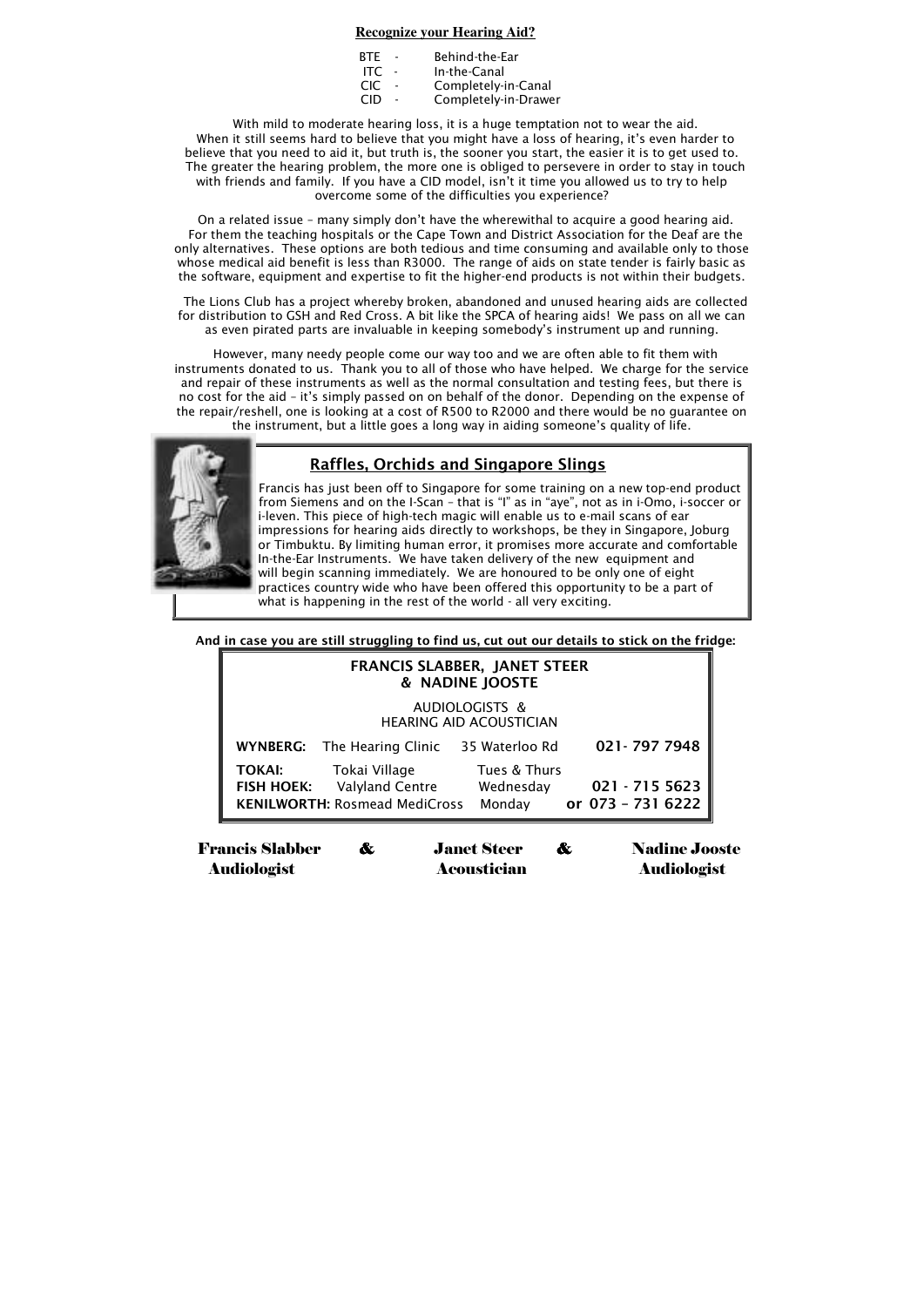## Recognize your Hearing Aid?

BTE - Behind-the-Ear
ITC - In-the-Canal
CIC - Completely-in-Canal
CID - Completely-in-Drawer

With mild to moderate hearing loss, it is a huge temptation not to wear the aid. When it still seems hard to believe that you might have a loss of hearing, it's even harder to believe that you need to aid it, but truth is, the sooner you start, the easier it is to get used to. The greater the hearing problem, the more one is obliged to persevere in order to stay in touch with friends and family. If you have a CID model, isn't it time you allowed us to try to help overcome some of the difficulties you experience?

On a related issue – many simply don't have the wherewithal to acquire a good hearing aid. For them the teaching hospitals or the Cape Town and District Association for the Deaf are the only alternatives. These options are both tedious and time consuming and available only to those whose medical aid benefit is less than R3000. The range of aids on state tender is fairly basic as the software, equipment and expertise to fit the higher-end products is not within their budgets.

The Lions Club has a project whereby broken, abandoned and unused hearing aids are collected for distribution to GSH and Red Cross. A bit like the SPCA of hearing aids! We pass on all we can as even pirated parts are invaluable in keeping somebody's instrument up and running.

However, many needy people come our way too and we are often able to fit them with instruments donated to us. Thank you to all of those who have helped. We charge for the service and repair of these instruments as well as the normal consultation and testing fees, but there is no cost for the aid – it's simply passed on on behalf of the donor. Depending on the expense of the repair/reshell, one is looking at a cost of R500 to R2000 and there would be no guarantee on the instrument, but a little goes a long way in aiding someone's quality of life.

## Raffles, Orchids and Singapore Slings

Francis has just been off to Singapore for some training on a new top-end product from Siemens and on the I-Scan – that is "I" as in "aye", not as in i-Omo, i-soccer or i-leven. This piece of high-tech magic will enable us to e-mail scans of ear impressions for hearing aids directly to workshops, be they in Singapore, Joburg or Timbuktu. By limiting human error, it promises more accurate and comfortable In-the-Ear Instruments. We have taken delivery of the new equipment and will begin scanning immediately. We are honoured to be only one of eight practices country wide who have been offered this opportunity to be a part of what is happening in the rest of the world - all very exciting.

**And in case you are still struggling to find us, cut out our details to stick on the fridge:**

**FRANCIS SLABBER, JANET STEER & NADINE JOOSTE**

AUDIOLOGISTS & HEARING AID ACOUSTICIAN

| | | | |
|---|---|---|---|
| **WYNBERG:** | The Hearing Clinic | 35 Waterloo Rd | **021- 797 7948** |
| **TOKAI:** | Tokai Village | Tues & Thurs | |
| **FISH HOEK:** | Valyland Centre | Wednesday | **021 - 715 5623** |
| **KENILWORTH:** | Rosmead MediCross | Monday | **or 073 – 731 6222** |

**Francis Slabber** & **Janet Steer** & **Nadine Jooste**
**Audiologist** **Acoustician** **Audiologist**